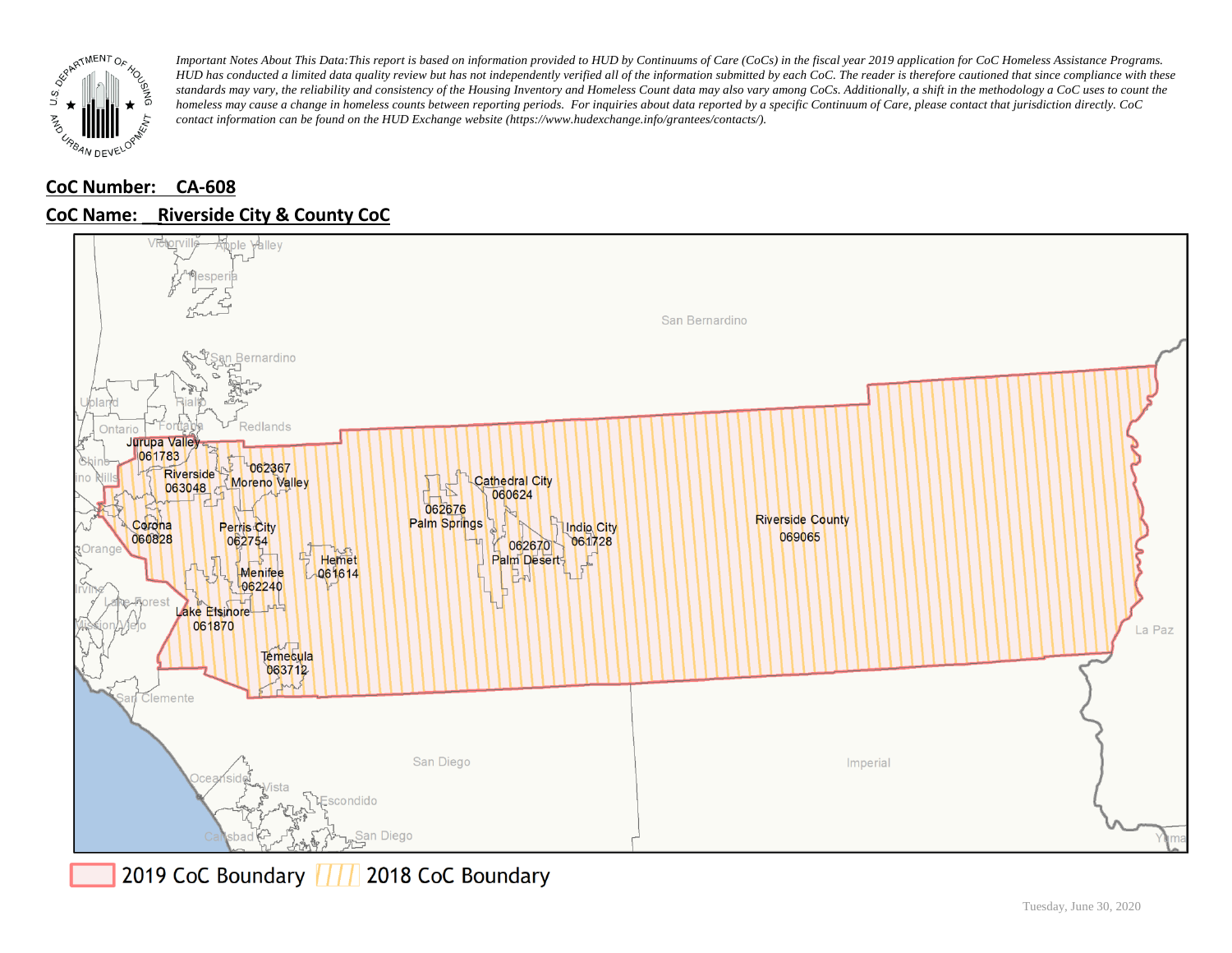*Important Notes About This Data: This report is based on information provided to HUD by Continuums of Care (CoCs) in the fiscal year 2019 application for CoC Homeless Assistance Programs. HUD has conducted a limited data quality review but has not independently verified all of the information submitted by each CoC. The reader is therefore cautioned that since compliance with these standards may vary, the reliability and consistency of the Housing Inventory and Homeless Count data may also vary among CoCs. Additionally, a shift in the methodology a CoC uses to count the homeless may cause a change in homeless counts between reporting periods. For inquiries about data reported by a specific Continuum of Care, please contact that jurisdiction directly. CoC contact information can be found on the HUD Exchange website (https://www.hudexchange.info/grantees/contacts/).*

**CoC Number: CA-608**

**CoC Name: Riverside City & County CoC**

2019 CoC Boundary | 2018 CoC Boundary

Tuesday, June 30, 2020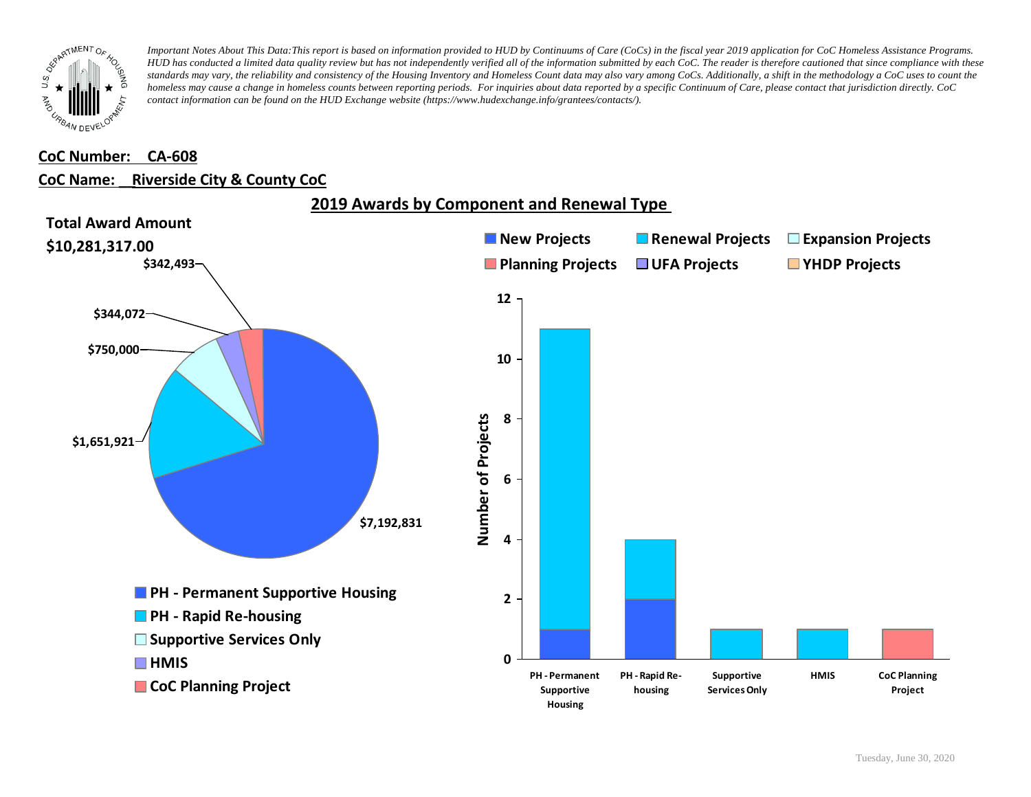*Important Notes About This Data:This report is based on information provided to HUD by Continuums of Care (CoCs) in the fiscal year 2019 application for CoC Homeless Assistance Programs. HUD has conducted a limited data quality review but has not independently verified all of the information submitted by each CoC. The reader is therefore cautioned that since compliance with these standards may vary, the reliability and consistency of the Housing Inventory and Homeless Count data may also vary among CoCs. Additionally, a shift in the methodology a CoC uses to count the homeless may cause a change in homeless counts between reporting periods. For inquiries about data reported by a specific Continuum of Care, please contact that jurisdiction directly. CoC contact information can be found on the HUD Exchange website (https://www.hudexchange.info/grantees/contacts/).*

**CoC Number: CA-608**

**CoC Name: Riverside City & County CoC**

## 2019 Awards by Component and Renewal Type

**Total Award Amount**

**$10,281,317.00**

| Component | Award Amount |
|---|---|
| PH - Permanent Supportive Housing | $7,192,831 |
| PH - Rapid Re-housing | $1,651,921 |
| Supportive Services Only | $750,000 |
| HMIS | $344,072 |
| CoC Planning Project | $342,493 |

**Number of Projects**

| Component | New Projects | Renewal Projects | Expansion Projects | Planning Projects | UFA Projects | YHDP Projects |
|---|---|---|---|---|---|---|
| PH - Permanent Supportive Housing | 1 | 10 | | | | |
| PH - Rapid Re-housing | 2 | 2 | | | | |
| Supportive Services Only | | 1 | | | | |
| HMIS | | 1 | | | | |
| CoC Planning Project | | | | 1 | | |

Tuesday, June 30, 2020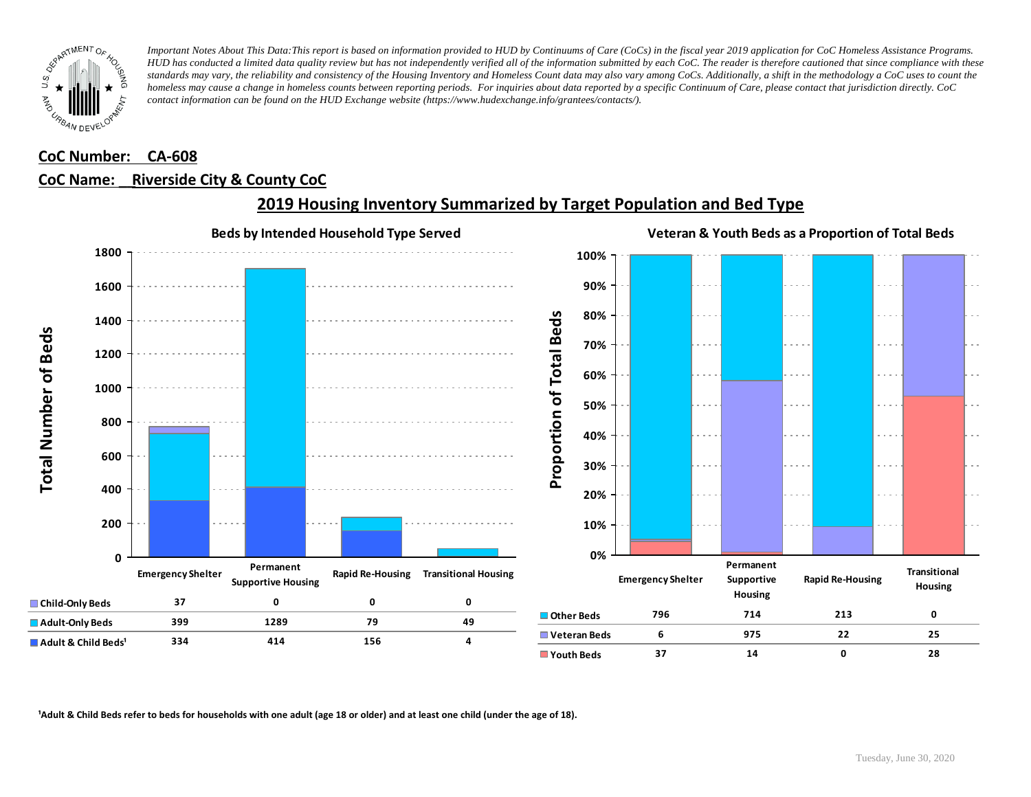*Important Notes About This Data:This report is based on information provided to HUD by Continuums of Care (CoCs) in the fiscal year 2019 application for CoC Homeless Assistance Programs. HUD has conducted a limited data quality review but has not independently verified all of the information submitted by each CoC. The reader is therefore cautioned that since compliance with these standards may vary, the reliability and consistency of the Housing Inventory and Homeless Count data may also vary among CoCs. Additionally, a shift in the methodology a CoC uses to count the homeless may cause a change in homeless counts between reporting periods. For inquiries about data reported by a specific Continuum of Care, please contact that jurisdiction directly. CoC contact information can be found on the HUD Exchange website (https://www.hudexchange.info/grantees/contacts/).*

**CoC Number: CA-608**

**CoC Name: Riverside City & County CoC**

## 2019 Housing Inventory Summarized by Target Population and Bed Type

### Beds by Intended Household Type Served

| | Emergency Shelter | Permanent Supportive Housing | Rapid Re-Housing | Transitional Housing |
|---|---|---|---|---|
| Child-Only Beds | 37 | 0 | 0 | 0 |
| Adult-Only Beds | 399 | 1289 | 79 | 49 |
| Adult & Child Beds[1] | 334 | 414 | 156 | 4 |

### Veteran & Youth Beds as a Proportion of Total Beds

| | Emergency Shelter | Permanent Supportive Housing | Rapid Re-Housing | Transitional Housing |
|---|---|---|---|---|
| Other Beds | 796 | 714 | 213 | 0 |
| Veteran Beds | 6 | 975 | 22 | 25 |
| Youth Beds | 37 | 14 | 0 | 28 |

[1]Adult & Child Beds refer to beds for households with one adult (age 18 or older) and at least one child (under the age of 18).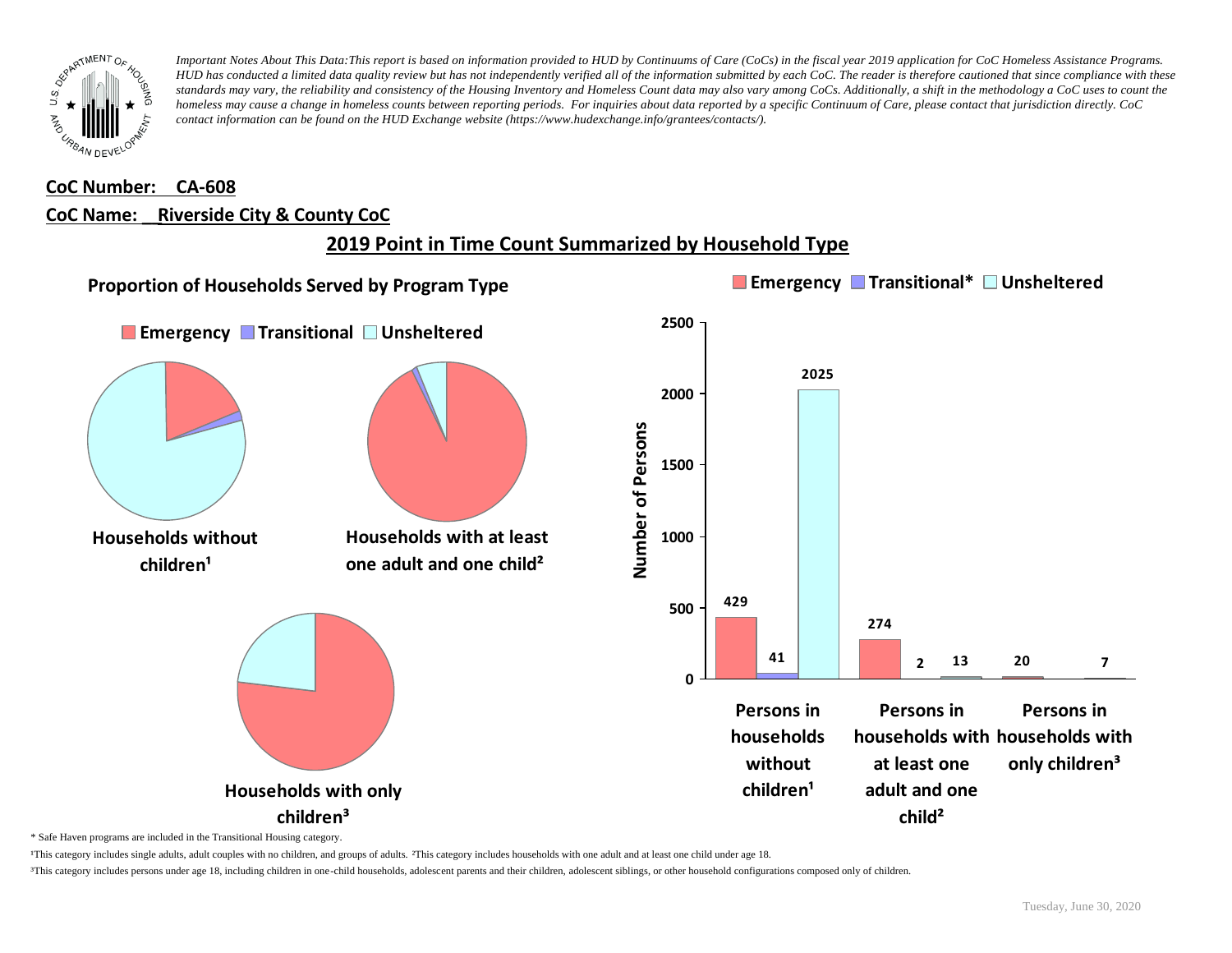*Important Notes About This Data: This report is based on information provided to HUD by Continuums of Care (CoCs) in the fiscal year 2019 application for CoC Homeless Assistance Programs. HUD has conducted a limited data quality review but has not independently verified all of the information submitted by each CoC. The reader is therefore cautioned that since compliance with these standards may vary, the reliability and consistency of the Housing Inventory and Homeless Count data may also vary among CoCs. Additionally, a shift in the methodology a CoC uses to count the homeless may cause a change in homeless counts between reporting periods. For inquiries about data reported by a specific Continuum of Care, please contact that jurisdiction directly. CoC contact information can be found on the HUD Exchange website (https://www.hudexchange.info/grantees/contacts/).*

**CoC Number: CA-608**

**CoC Name: Riverside City & County CoC**

## 2019 Point in Time Count Summarized by Household Type

### Proportion of Households Served by Program Type

Emergency | Transitional | Unsheltered

- Households without children[1]
- Households with at least one adult and one child[2]
- Households with only children[3]

### Number of Persons

| | Emergency | Transitional* | Unsheltered |
|---|---|---|---|
| Persons in households without children[1] | 429 | 41 | 2025 |
| Persons in households with at least one adult and one child[2] | 274 | 2 | 13 |
| Persons in households with only children[3] | 20 | | 7 |

\* Safe Haven programs are included in the Transitional Housing category.

[1]This category includes single adults, adult couples with no children, and groups of adults. [2]This category includes households with one adult and at least one child under age 18.

[3]This category includes persons under age 18, including children in one-child households, adolescent parents and their children, adolescent siblings, or other household configurations composed only of children.

Tuesday, June 30, 2020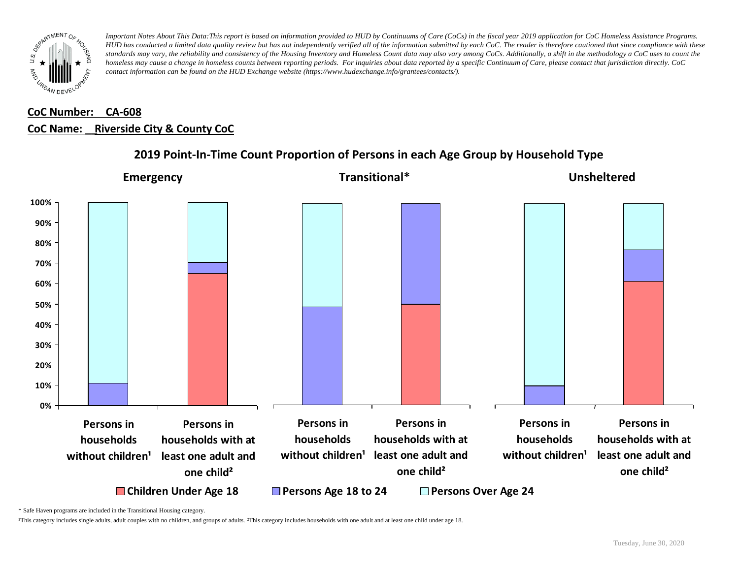*Important Notes About This Data:This report is based on information provided to HUD by Continuums of Care (CoCs) in the fiscal year 2019 application for CoC Homeless Assistance Programs. HUD has conducted a limited data quality review but has not independently verified all of the information submitted by each CoC. The reader is therefore cautioned that since compliance with these standards may vary, the reliability and consistency of the Housing Inventory and Homeless Count data may also vary among CoCs. Additionally, a shift in the methodology a CoC uses to count the homeless may cause a change in homeless counts between reporting periods. For inquiries about data reported by a specific Continuum of Care, please contact that jurisdiction directly. CoC contact information can be found on the HUD Exchange website (https://www.hudexchange.info/grantees/contacts/).*

**CoC Number: CA-608**

**CoC Name: Riverside City & County CoC**

## 2019 Point-In-Time Count Proportion of Persons in each Age Group by Household Type

**Emergency** | **Transitional*** | **Unsheltered**

Persons in households without children¹ | Persons in households with at least one adult and one child²

Children Under Age 18 | Persons Age 18 to 24 | Persons Over Age 24

\* Safe Haven programs are included in the Transitional Housing category.

¹This category includes single adults, adult couples with no children, and groups of adults. ²This category includes households with one adult and at least one child under age 18.

Tuesday, June 30, 2020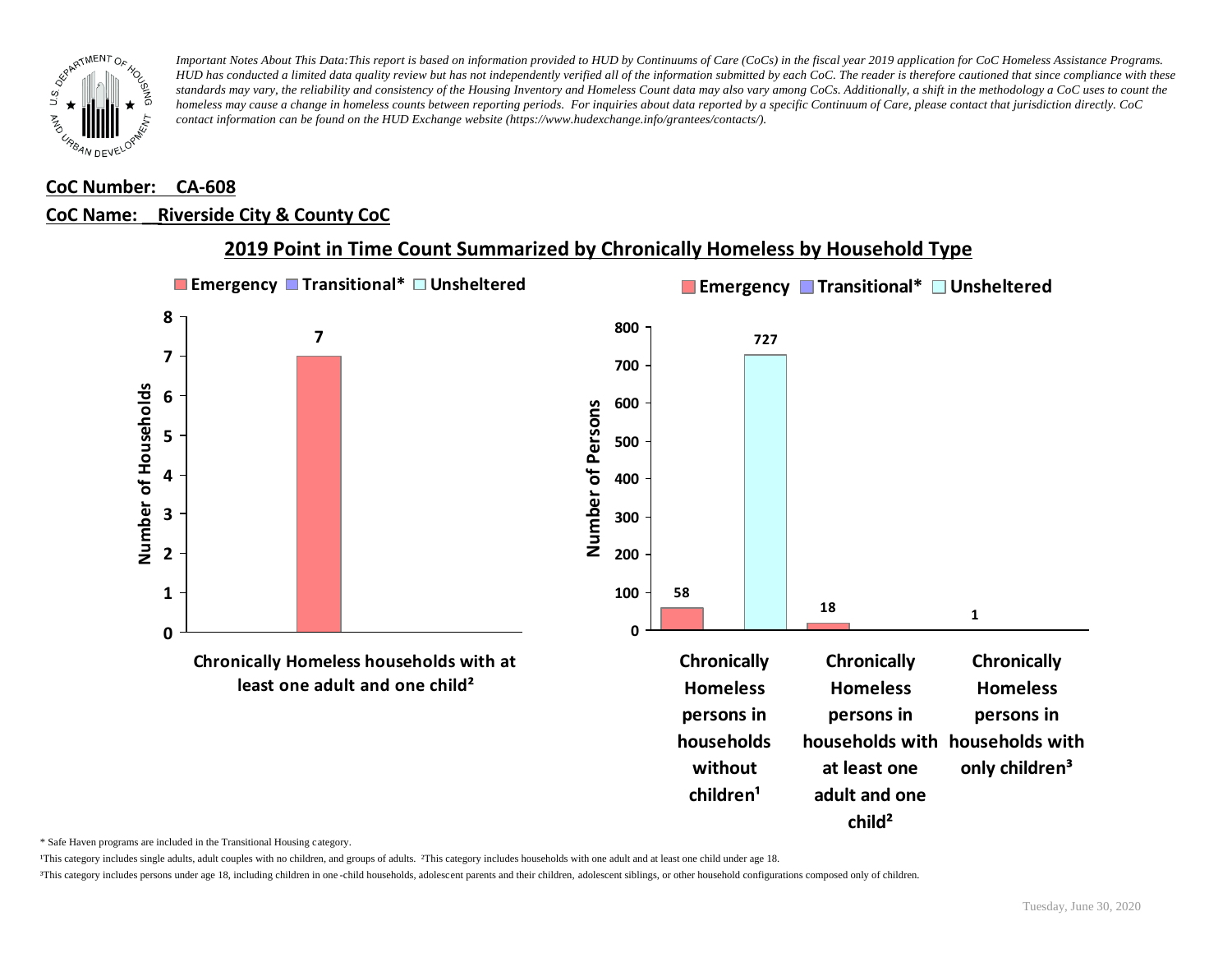*Important Notes About This Data: This report is based on information provided to HUD by Continuums of Care (CoCs) in the fiscal year 2019 application for CoC Homeless Assistance Programs. HUD has conducted a limited data quality review but has not independently verified all of the information submitted by each CoC. The reader is therefore cautioned that since compliance with these standards may vary, the reliability and consistency of the Housing Inventory and Homeless Count data may also vary among CoCs. Additionally, a shift in the methodology a CoC uses to count the homeless may cause a change in homeless counts between reporting periods. For inquiries about data reported by a specific Continuum of Care, please contact that jurisdiction directly. CoC contact information can be found on the HUD Exchange website (https://www.hudexchange.info/grantees/contacts/).*

**CoC Number: CA-608**

**CoC Name: Riverside City & County CoC**

## 2019 Point in Time Count Summarized by Chronically Homeless by Household Type

Emergency | Transitional* | Unsheltered

Number of Households

| | Emergency | Transitional* | Unsheltered |
|---|---|---|---|
| Chronically Homeless households with at least one adult and one child² | 7 | | |

Emergency | Transitional* | Unsheltered

Number of Persons

| | Emergency | Transitional* | Unsheltered |
|---|---|---|---|
| Chronically Homeless persons in households without children¹ | 58 | | 727 |
| Chronically Homeless persons in households with at least one adult and one child² | 18 | | |
| Chronically Homeless persons in households with only children³ | 1 | | |

\* Safe Haven programs are included in the Transitional Housing category.

¹This category includes single adults, adult couples with no children, and groups of adults. ²This category includes households with one adult and at least one child under age 18.

³This category includes persons under age 18, including children in one-child households, adolescent parents and their children, adolescent siblings, or other household configurations composed only of children.

Tuesday, June 30, 2020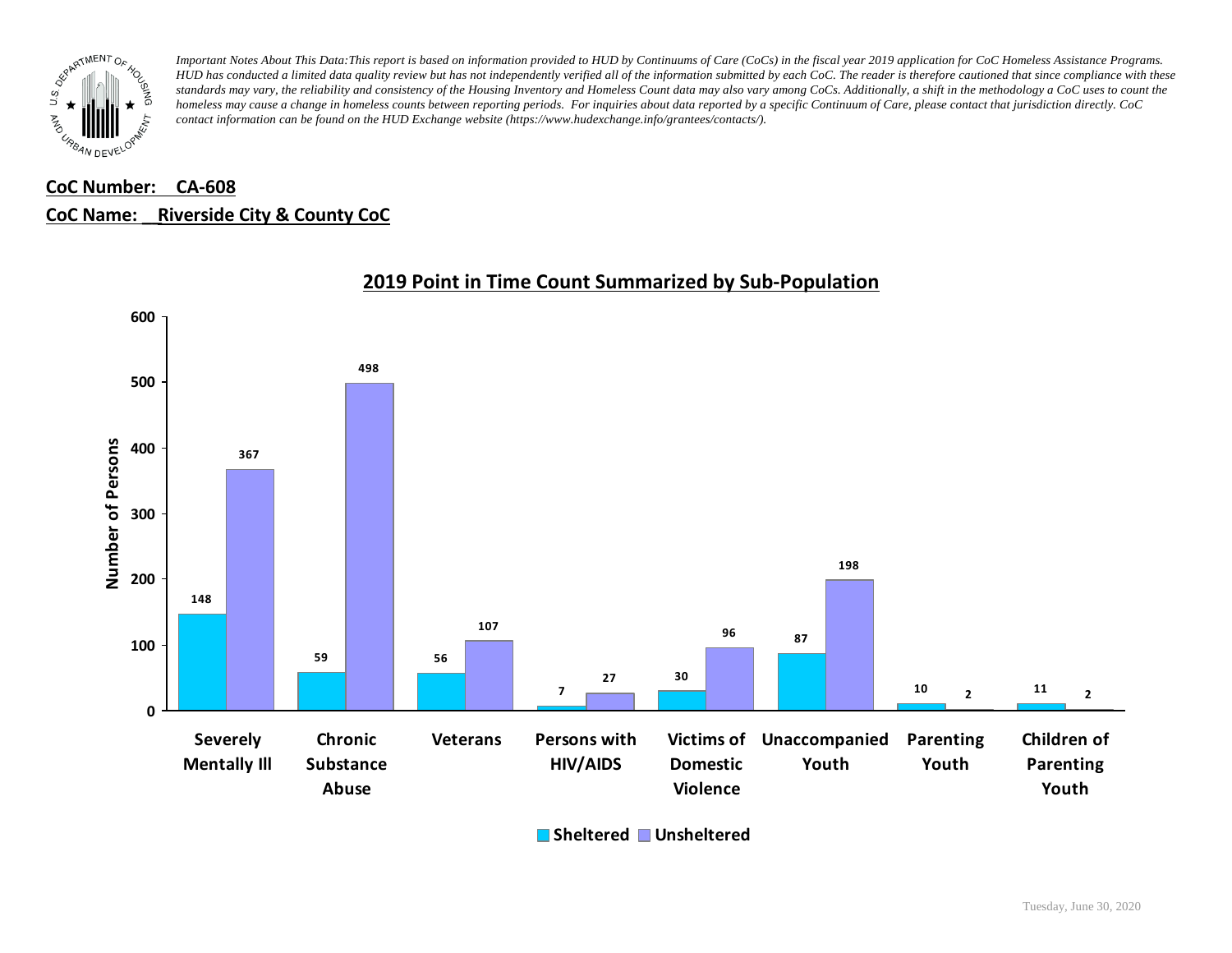*Important Notes About This Data:This report is based on information provided to HUD by Continuums of Care (CoCs) in the fiscal year 2019 application for CoC Homeless Assistance Programs. HUD has conducted a limited data quality review but has not independently verified all of the information submitted by each CoC. The reader is therefore cautioned that since compliance with these standards may vary, the reliability and consistency of the Housing Inventory and Homeless Count data may also vary among CoCs. Additionally, a shift in the methodology a CoC uses to count the homeless may cause a change in homeless counts between reporting periods. For inquiries about data reported by a specific Continuum of Care, please contact that jurisdiction directly. CoC contact information can be found on the HUD Exchange website (https://www.hudexchange.info/grantees/contacts/).*

**CoC Number: CA-608**

**CoC Name: Riverside City & County CoC**

## 2019 Point in Time Count Summarized by Sub-Population

Number of Persons

0
100
200
300
400
500
600

Severely Mentally Ill: 148, 367

Chronic Substance Abuse: 59, 498

Veterans: 56, 107

Persons with HIV/AIDS: 7, 27

Victims of Domestic Violence: 30, 96

Unaccompanied Youth: 87, 198

Parenting Youth: 10, 2

Children of Parenting Youth: 11, 2

Sheltered
Unsheltered

Tuesday, June 30, 2020